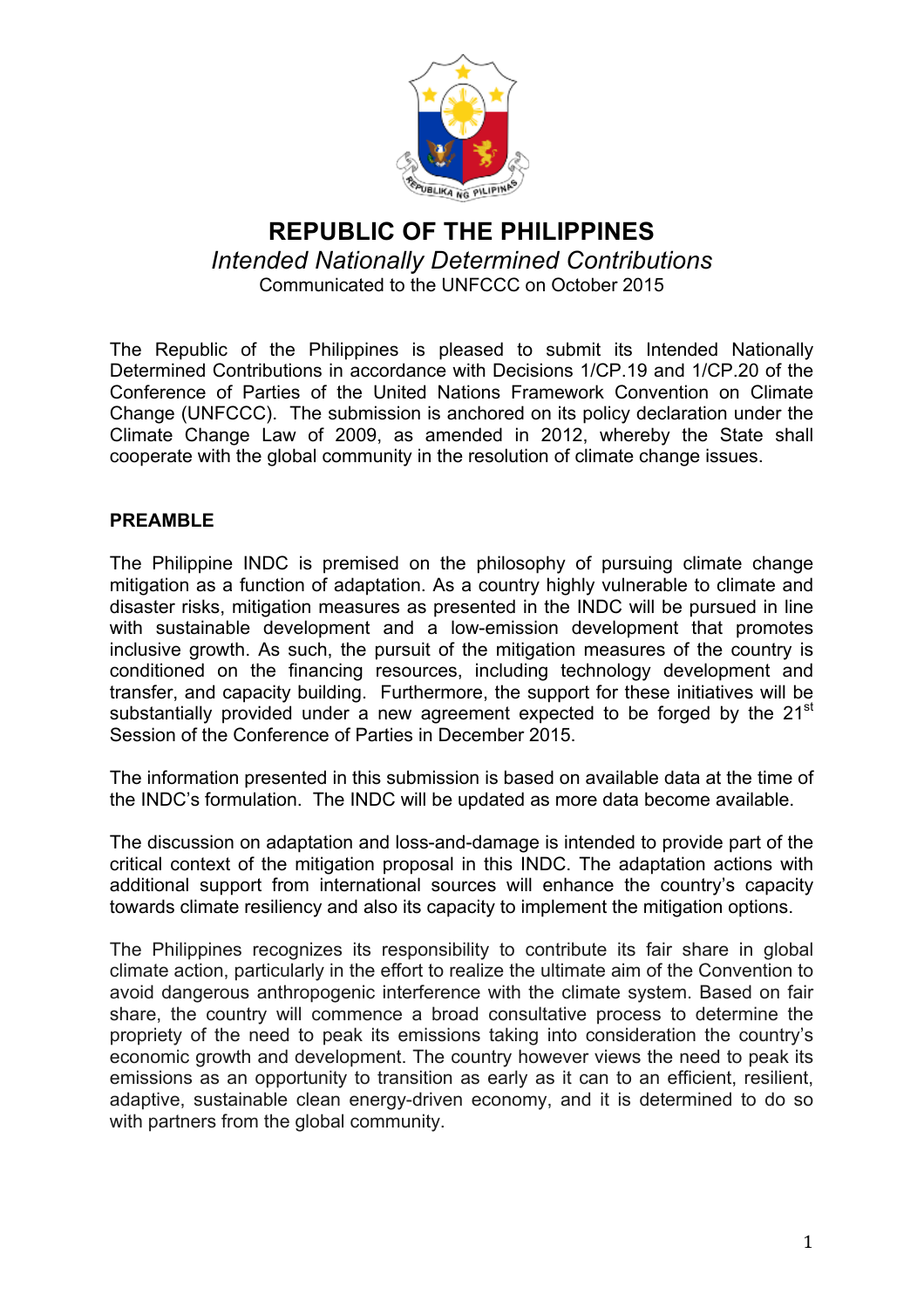# REPUBLIC OF THE PHILIPPINES

*Intended Nationally Determined Contributions*

Communicated to the UNFCCC on October 2015

The Republic of the Philippines is pleased to submit its Intended Nationally Determined Contributions in accordance with Decisions 1/CP.19 and 1/CP.20 of the Conference of Parties of the United Nations Framework Convention on Climate Change (UNFCCC). The submission is anchored on its policy declaration under the Climate Change Law of 2009, as amended in 2012, whereby the State shall cooperate with the global community in the resolution of climate change issues.

## PREAMBLE

The Philippine INDC is premised on the philosophy of pursuing climate change mitigation as a function of adaptation. As a country highly vulnerable to climate and disaster risks, mitigation measures as presented in the INDC will be pursued in line with sustainable development and a low-emission development that promotes inclusive growth. As such, the pursuit of the mitigation measures of the country is conditioned on the financing resources, including technology development and transfer, and capacity building. Furthermore, the support for these initiatives will be substantially provided under a new agreement expected to be forged by the 21st Session of the Conference of Parties in December 2015.

The information presented in this submission is based on available data at the time of the INDC's formulation. The INDC will be updated as more data become available.

The discussion on adaptation and loss-and-damage is intended to provide part of the critical context of the mitigation proposal in this INDC. The adaptation actions with additional support from international sources will enhance the country's capacity towards climate resiliency and also its capacity to implement the mitigation options.

The Philippines recognizes its responsibility to contribute its fair share in global climate action, particularly in the effort to realize the ultimate aim of the Convention to avoid dangerous anthropogenic interference with the climate system. Based on fair share, the country will commence a broad consultative process to determine the propriety of the need to peak its emissions taking into consideration the country's economic growth and development. The country however views the need to peak its emissions as an opportunity to transition as early as it can to an efficient, resilient, adaptive, sustainable clean energy-driven economy, and it is determined to do so with partners from the global community.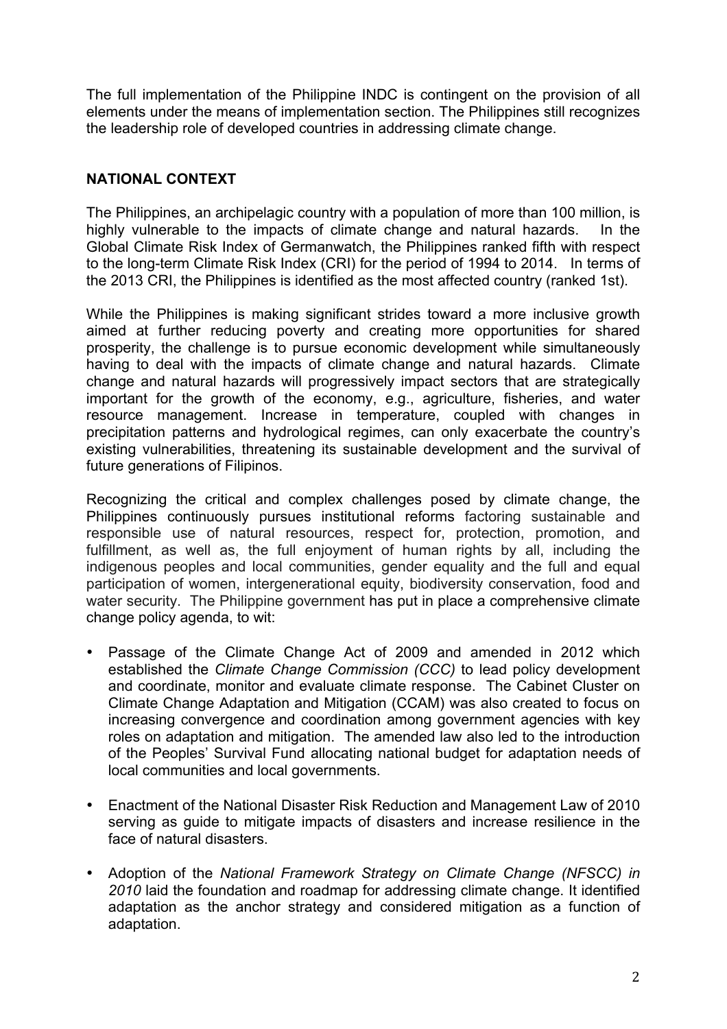The full implementation of the Philippine INDC is contingent on the provision of all elements under the means of implementation section. The Philippines still recognizes the leadership role of developed countries in addressing climate change.

## NATIONAL CONTEXT

The Philippines, an archipelagic country with a population of more than 100 million, is highly vulnerable to the impacts of climate change and natural hazards. In the Global Climate Risk Index of Germanwatch, the Philippines ranked fifth with respect to the long-term Climate Risk Index (CRI) for the period of 1994 to 2014. In terms of the 2013 CRI, the Philippines is identified as the most affected country (ranked 1st).

While the Philippines is making significant strides toward a more inclusive growth aimed at further reducing poverty and creating more opportunities for shared prosperity, the challenge is to pursue economic development while simultaneously having to deal with the impacts of climate change and natural hazards. Climate change and natural hazards will progressively impact sectors that are strategically important for the growth of the economy, e.g., agriculture, fisheries, and water resource management. Increase in temperature, coupled with changes in precipitation patterns and hydrological regimes, can only exacerbate the country's existing vulnerabilities, threatening its sustainable development and the survival of future generations of Filipinos.

Recognizing the critical and complex challenges posed by climate change, the Philippines continuously pursues institutional reforms factoring sustainable and responsible use of natural resources, respect for, protection, promotion, and fulfillment, as well as, the full enjoyment of human rights by all, including the indigenous peoples and local communities, gender equality and the full and equal participation of women, intergenerational equity, biodiversity conservation, food and water security. The Philippine government has put in place a comprehensive climate change policy agenda, to wit:

- Passage of the Climate Change Act of 2009 and amended in 2012 which established the *Climate Change Commission (CCC)* to lead policy development and coordinate, monitor and evaluate climate response. The Cabinet Cluster on Climate Change Adaptation and Mitigation (CCAM) was also created to focus on increasing convergence and coordination among government agencies with key roles on adaptation and mitigation. The amended law also led to the introduction of the Peoples' Survival Fund allocating national budget for adaptation needs of local communities and local governments.

- Enactment of the National Disaster Risk Reduction and Management Law of 2010 serving as guide to mitigate impacts of disasters and increase resilience in the face of natural disasters.

- Adoption of the *National Framework Strategy on Climate Change (NFSCC) in 2010* laid the foundation and roadmap for addressing climate change. It identified adaptation as the anchor strategy and considered mitigation as a function of adaptation.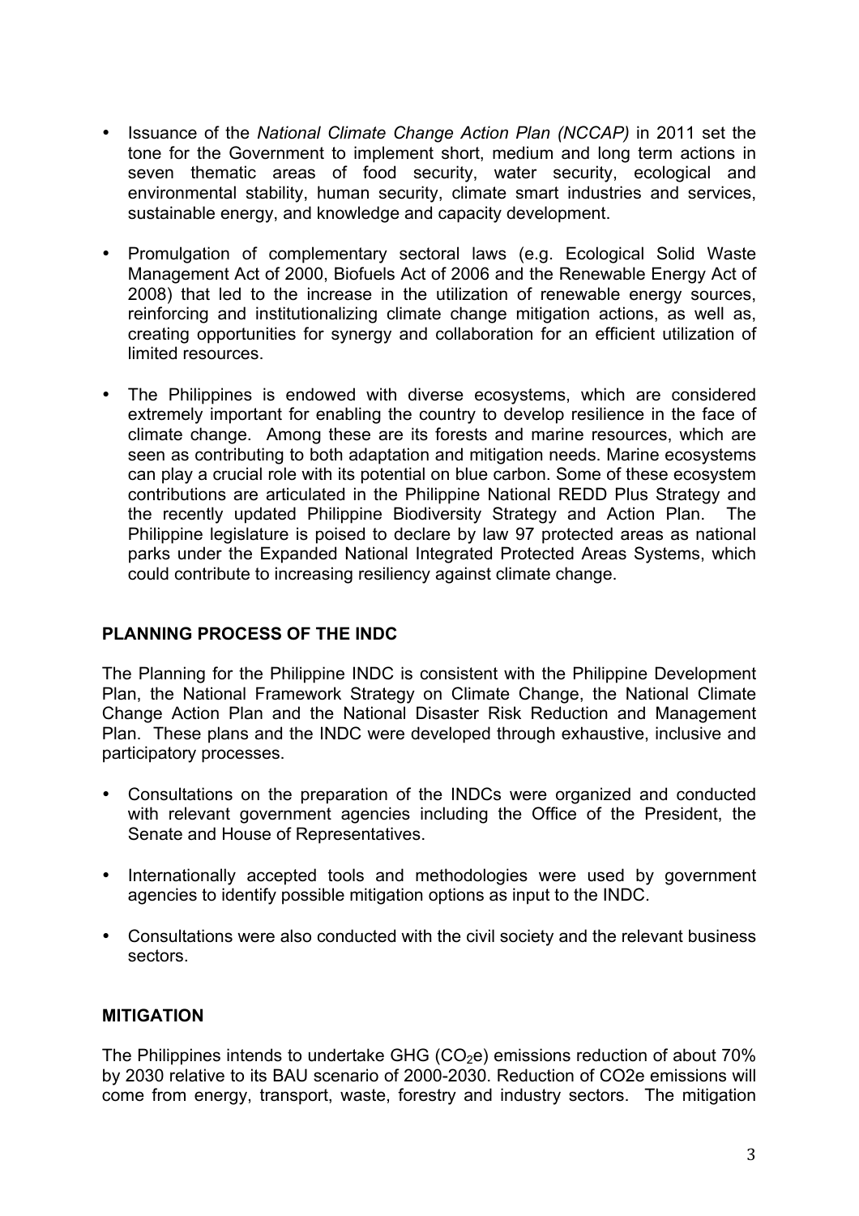- Issuance of the *National Climate Change Action Plan (NCCAP)* in 2011 set the tone for the Government to implement short, medium and long term actions in seven thematic areas of food security, water security, ecological and environmental stability, human security, climate smart industries and services, sustainable energy, and knowledge and capacity development.

- Promulgation of complementary sectoral laws (e.g. Ecological Solid Waste Management Act of 2000, Biofuels Act of 2006 and the Renewable Energy Act of 2008) that led to the increase in the utilization of renewable energy sources, reinforcing and institutionalizing climate change mitigation actions, as well as, creating opportunities for synergy and collaboration for an efficient utilization of limited resources.

- The Philippines is endowed with diverse ecosystems, which are considered extremely important for enabling the country to develop resilience in the face of climate change. Among these are its forests and marine resources, which are seen as contributing to both adaptation and mitigation needs. Marine ecosystems can play a crucial role with its potential on blue carbon. Some of these ecosystem contributions are articulated in the Philippine National REDD Plus Strategy and the recently updated Philippine Biodiversity Strategy and Action Plan. The Philippine legislature is poised to declare by law 97 protected areas as national parks under the Expanded National Integrated Protected Areas Systems, which could contribute to increasing resiliency against climate change.

**PLANNING PROCESS OF THE INDC**

The Planning for the Philippine INDC is consistent with the Philippine Development Plan, the National Framework Strategy on Climate Change, the National Climate Change Action Plan and the National Disaster Risk Reduction and Management Plan. These plans and the INDC were developed through exhaustive, inclusive and participatory processes.

- Consultations on the preparation of the INDCs were organized and conducted with relevant government agencies including the Office of the President, the Senate and House of Representatives.

- Internationally accepted tools and methodologies were used by government agencies to identify possible mitigation options as input to the INDC.

- Consultations were also conducted with the civil society and the relevant business sectors.

**MITIGATION**

The Philippines intends to undertake GHG ($CO_2e$) emissions reduction of about 70% by 2030 relative to its BAU scenario of 2000-2030. Reduction of CO2e emissions will come from energy, transport, waste, forestry and industry sectors. The mitigation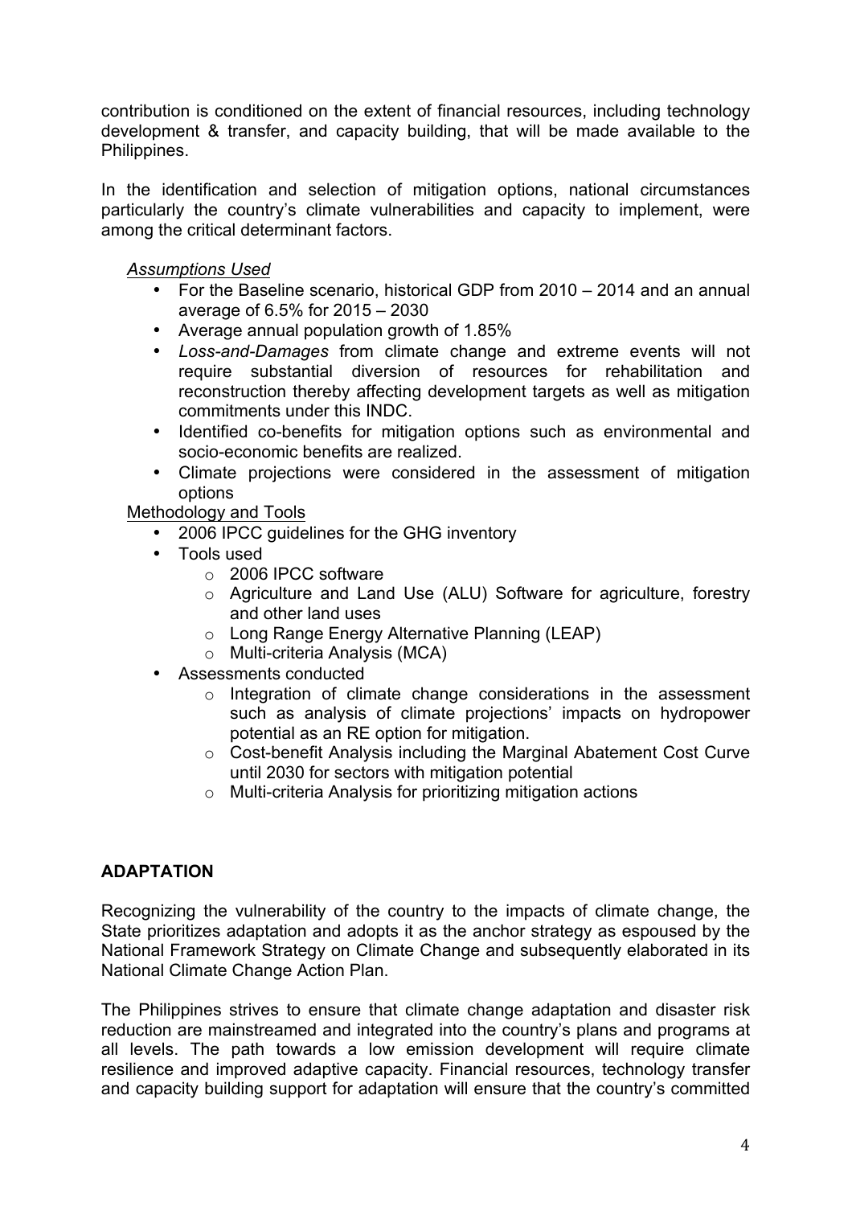contribution is conditioned on the extent of financial resources, including technology development & transfer, and capacity building, that will be made available to the Philippines.

In the identification and selection of mitigation options, national circumstances particularly the country's climate vulnerabilities and capacity to implement, were among the critical determinant factors.

*Assumptions Used*

- For the Baseline scenario, historical GDP from 2010 – 2014 and an annual average of 6.5% for 2015 – 2030
- Average annual population growth of 1.85%
- *Loss-and-Damages* from climate change and extreme events will not require substantial diversion of resources for rehabilitation and reconstruction thereby affecting development targets as well as mitigation commitments under this INDC.
- Identified co-benefits for mitigation options such as environmental and socio-economic benefits are realized.
- Climate projections were considered in the assessment of mitigation options

Methodology and Tools

- 2006 IPCC guidelines for the GHG inventory
- Tools used
    - 2006 IPCC software
    - Agriculture and Land Use (ALU) Software for agriculture, forestry and other land uses
    - Long Range Energy Alternative Planning (LEAP)
    - Multi-criteria Analysis (MCA)
- Assessments conducted
    - Integration of climate change considerations in the assessment such as analysis of climate projections' impacts on hydropower potential as an RE option for mitigation.
    - Cost-benefit Analysis including the Marginal Abatement Cost Curve until 2030 for sectors with mitigation potential
    - Multi-criteria Analysis for prioritizing mitigation actions

## ADAPTATION

Recognizing the vulnerability of the country to the impacts of climate change, the State prioritizes adaptation and adopts it as the anchor strategy as espoused by the National Framework Strategy on Climate Change and subsequently elaborated in its National Climate Change Action Plan.

The Philippines strives to ensure that climate change adaptation and disaster risk reduction are mainstreamed and integrated into the country's plans and programs at all levels. The path towards a low emission development will require climate resilience and improved adaptive capacity. Financial resources, technology transfer and capacity building support for adaptation will ensure that the country's committed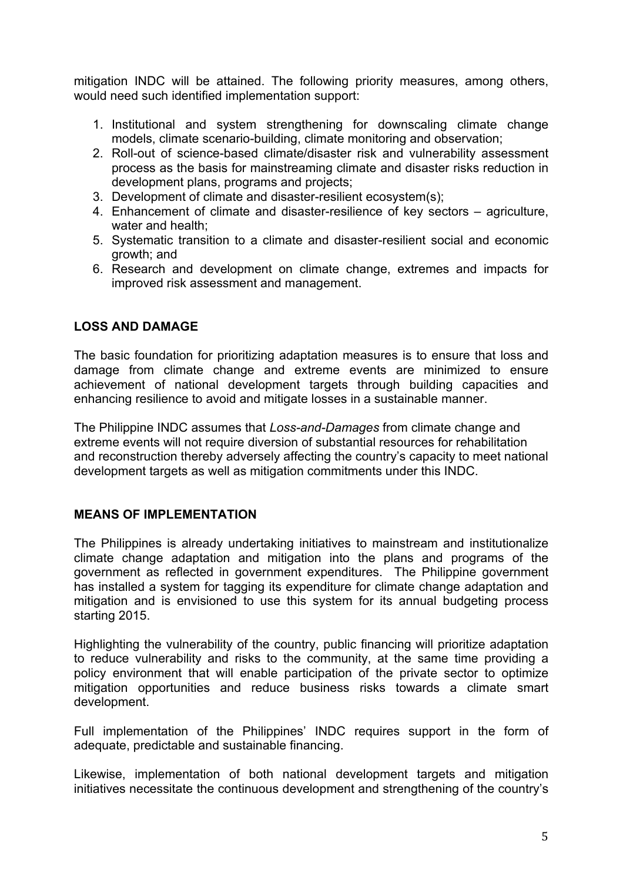mitigation INDC will be attained. The following priority measures, among others, would need such identified implementation support:

1. Institutional and system strengthening for downscaling climate change models, climate scenario-building, climate monitoring and observation;
2. Roll-out of science-based climate/disaster risk and vulnerability assessment process as the basis for mainstreaming climate and disaster risks reduction in development plans, programs and projects;
3. Development of climate and disaster-resilient ecosystem(s);
4. Enhancement of climate and disaster-resilience of key sectors – agriculture, water and health;
5. Systematic transition to a climate and disaster-resilient social and economic growth; and
6. Research and development on climate change, extremes and impacts for improved risk assessment and management.

**LOSS AND DAMAGE**

The basic foundation for prioritizing adaptation measures is to ensure that loss and damage from climate change and extreme events are minimized to ensure achievement of national development targets through building capacities and enhancing resilience to avoid and mitigate losses in a sustainable manner.

The Philippine INDC assumes that *Loss-and-Damages* from climate change and extreme events will not require diversion of substantial resources for rehabilitation and reconstruction thereby adversely affecting the country's capacity to meet national development targets as well as mitigation commitments under this INDC.

**MEANS OF IMPLEMENTATION**

The Philippines is already undertaking initiatives to mainstream and institutionalize climate change adaptation and mitigation into the plans and programs of the government as reflected in government expenditures. The Philippine government has installed a system for tagging its expenditure for climate change adaptation and mitigation and is envisioned to use this system for its annual budgeting process starting 2015.

Highlighting the vulnerability of the country, public financing will prioritize adaptation to reduce vulnerability and risks to the community, at the same time providing a policy environment that will enable participation of the private sector to optimize mitigation opportunities and reduce business risks towards a climate smart development.

Full implementation of the Philippines' INDC requires support in the form of adequate, predictable and sustainable financing.

Likewise, implementation of both national development targets and mitigation initiatives necessitate the continuous development and strengthening of the country's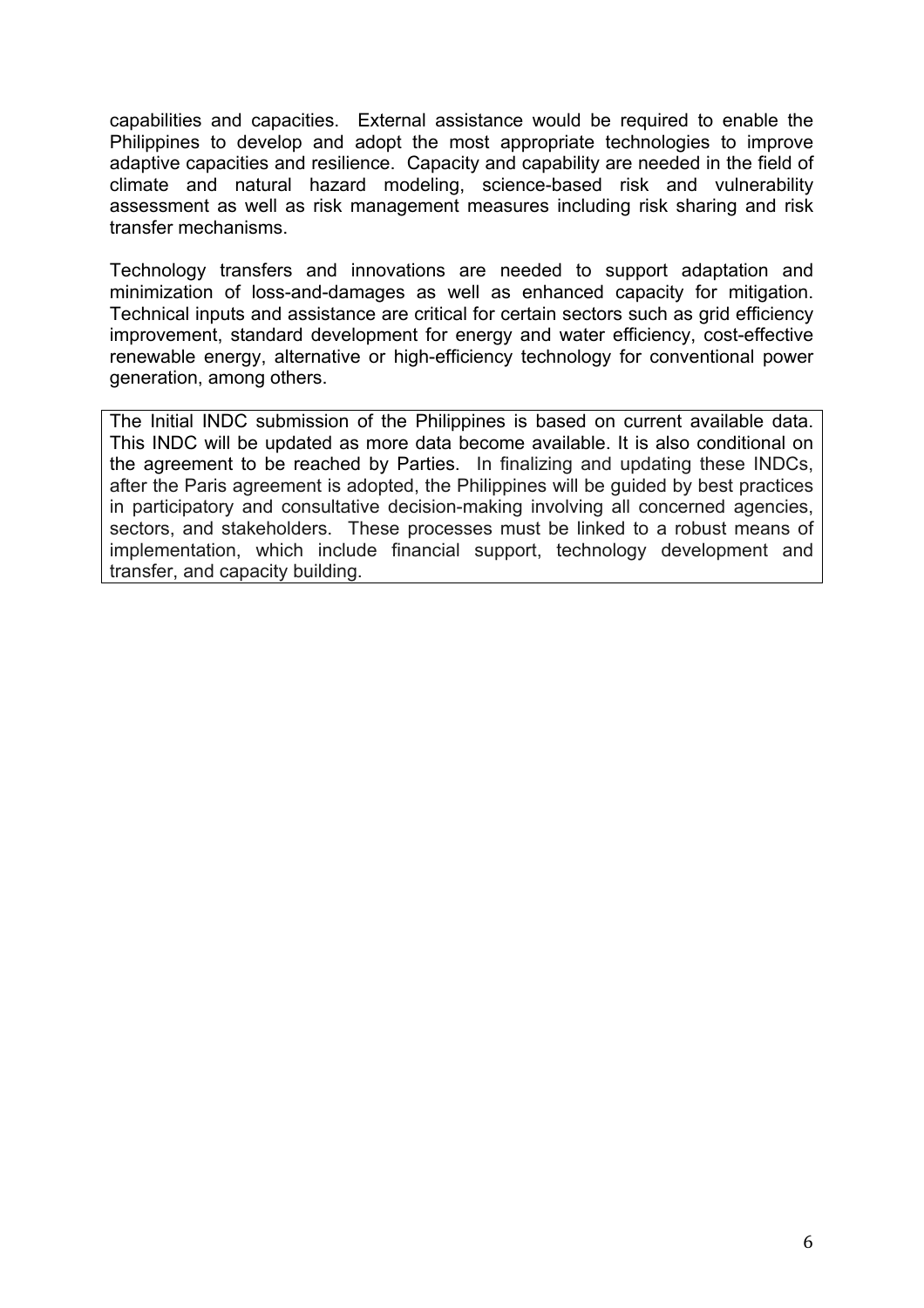capabilities and capacities. External assistance would be required to enable the Philippines to develop and adopt the most appropriate technologies to improve adaptive capacities and resilience. Capacity and capability are needed in the field of climate and natural hazard modeling, science-based risk and vulnerability assessment as well as risk management measures including risk sharing and risk transfer mechanisms.

Technology transfers and innovations are needed to support adaptation and minimization of loss-and-damages as well as enhanced capacity for mitigation. Technical inputs and assistance are critical for certain sectors such as grid efficiency improvement, standard development for energy and water efficiency, cost-effective renewable energy, alternative or high-efficiency technology for conventional power generation, among others.

The Initial INDC submission of the Philippines is based on current available data. This INDC will be updated as more data become available. It is also conditional on the agreement to be reached by Parties. In finalizing and updating these INDCs, after the Paris agreement is adopted, the Philippines will be guided by best practices in participatory and consultative decision-making involving all concerned agencies, sectors, and stakeholders. These processes must be linked to a robust means of implementation, which include financial support, technology development and transfer, and capacity building.